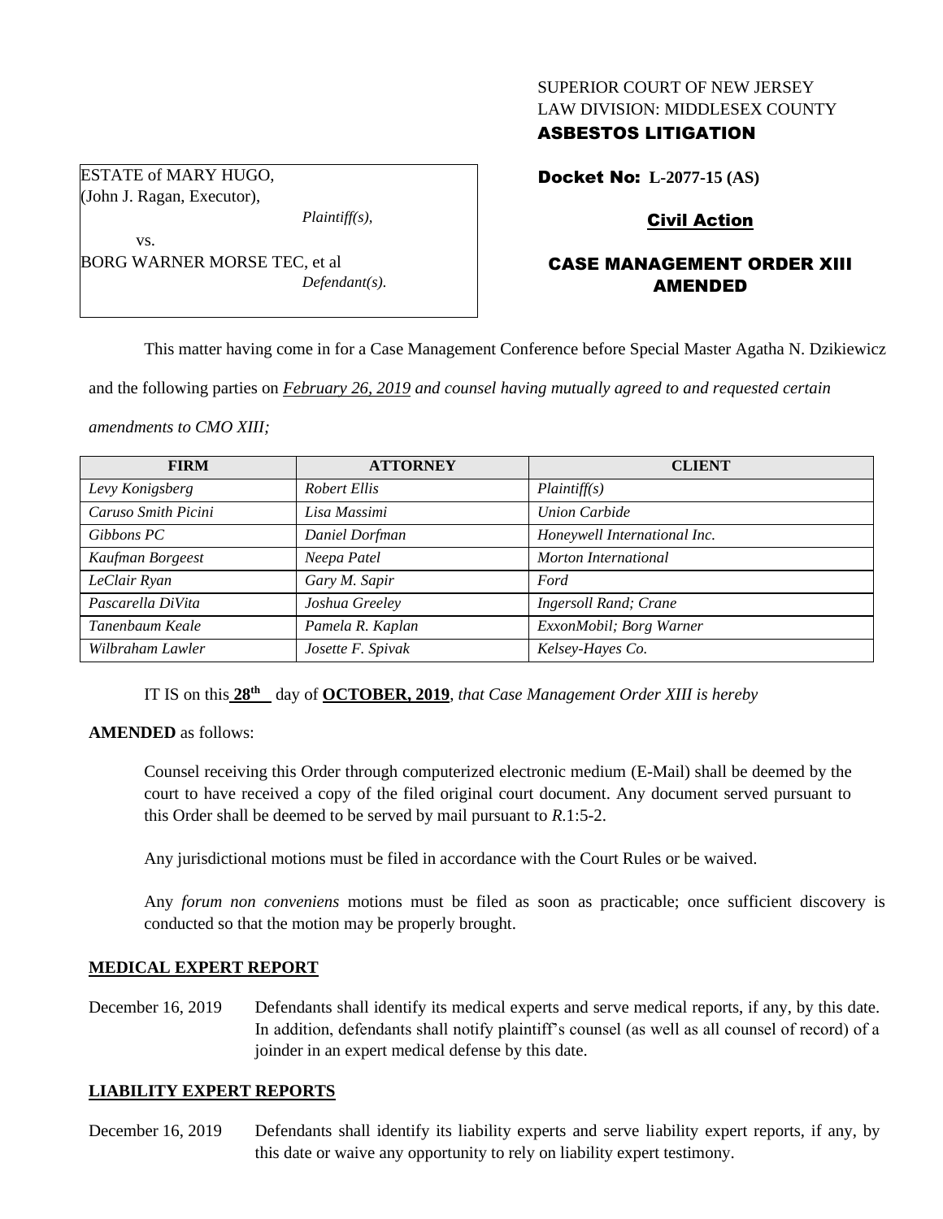SUPERIOR COURT OF NEW JERSEY
LAW DIVISION: MIDDLESEX COUNTY
**ASBESTOS LITIGATION**

ESTATE of MARY HUGO,
(John J. Ragan, Executor),
*Plaintiff(s),*
vs.
BORG WARNER MORSE TEC, et al
*Defendant(s).*

**Docket No: L-2077-15 (AS)**

**Civil Action**

**CASE MANAGEMENT ORDER XIII AMENDED**

This matter having come in for a Case Management Conference before Special Master Agatha N. Dzikiewicz and the following parties on *February 26, 2019 and counsel having mutually agreed to and requested certain amendments to CMO XIII;*

| FIRM | ATTORNEY | CLIENT |
|---|---|---|
| *Levy Konigsberg* | *Robert Ellis* | *Plaintiff(s)* |
| *Caruso Smith Picini* | *Lisa Massimi* | *Union Carbide* |
| *Gibbons PC* | *Daniel Dorfman* | *Honeywell International Inc.* |
| *Kaufman Borgeest* | *Neepa Patel* | *Morton International* |
| *LeClair Ryan* | *Gary M. Sapir* | *Ford* |
| *Pascarella DiVita* | *Joshua Greeley* | *Ingersoll Rand; Crane* |
| *Tanenbaum Keale* | *Pamela R. Kaplan* | *ExxonMobil; Borg Warner* |
| *Wilbraham Lawler* | *Josette F. Spivak* | *Kelsey-Hayes Co.* |

IT IS on this **28th** day of **OCTOBER, 2019**, *that Case Management Order XIII is hereby* **AMENDED** as follows:

Counsel receiving this Order through computerized electronic medium (E-Mail) shall be deemed by the court to have received a copy of the filed original court document. Any document served pursuant to this Order shall be deemed to be served by mail pursuant to *R*.1:5-2.

Any jurisdictional motions must be filed in accordance with the Court Rules or be waived.

Any *forum non conveniens* motions must be filed as soon as practicable; once sufficient discovery is conducted so that the motion may be properly brought.

## MEDICAL EXPERT REPORT

December 16, 2019 Defendants shall identify its medical experts and serve medical reports, if any, by this date. In addition, defendants shall notify plaintiff's counsel (as well as all counsel of record) of a joinder in an expert medical defense by this date.

## LIABILITY EXPERT REPORTS

December 16, 2019 Defendants shall identify its liability experts and serve liability expert reports, if any, by this date or waive any opportunity to rely on liability expert testimony.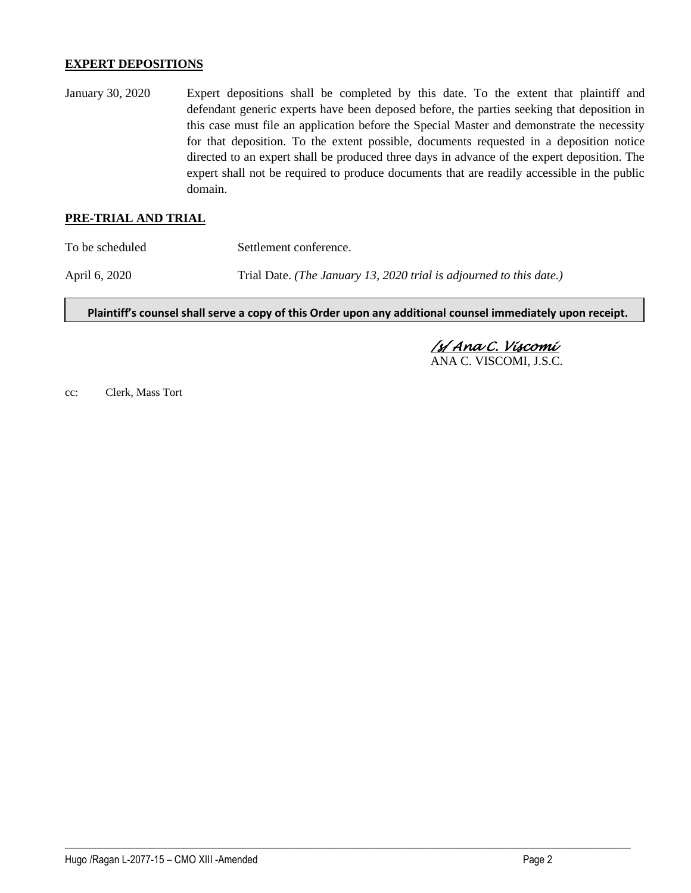**EXPERT DEPOSITIONS**

| | |
|---|---|
| January 30, 2020 | Expert depositions shall be completed by this date. To the extent that plaintiff and defendant generic experts have been deposed before, the parties seeking that deposition in this case must file an application before the Special Master and demonstrate the necessity for that deposition. To the extent possible, documents requested in a deposition notice directed to an expert shall be produced three days in advance of the expert deposition. The expert shall not be required to produce documents that are readily accessible in the public domain. |

**PRE-TRIAL AND TRIAL**

| | |
|---|---|
| To be scheduled | Settlement conference. |
| April 6, 2020 | Trial Date. *(The January 13, 2020 trial is adjourned to this date.)* |

**Plaintiff's counsel shall serve a copy of this Order upon any additional counsel immediately upon receipt.**

*/s/ Ana C. Viscomi*
ANA C. VISCOMI, J.S.C.

cc: Clerk, Mass Tort